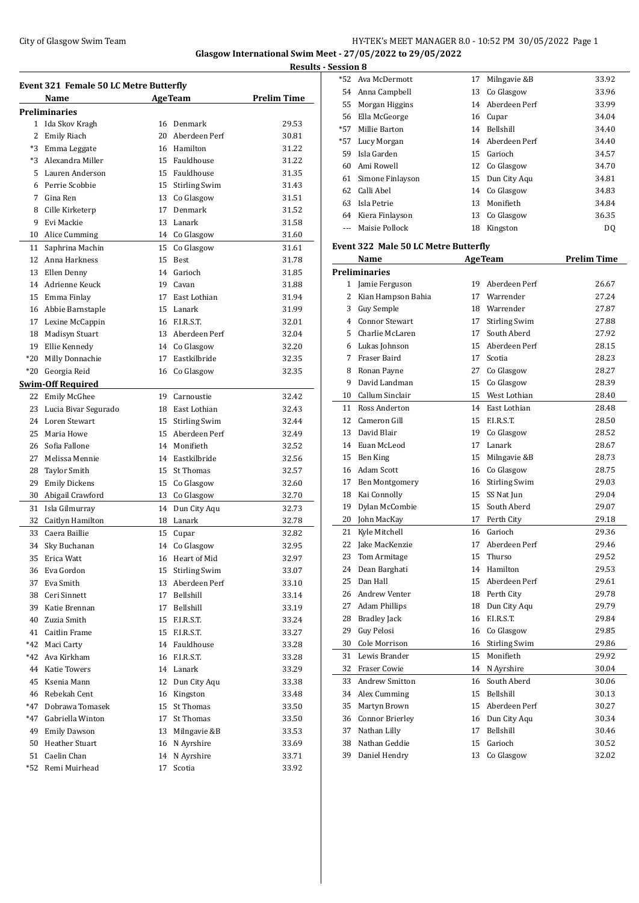# Glasgow International Swim Meet - 27/05/2022 to 29/05/2022

## Results - Session 8

### Event 321 Female 50 LC Metre Butterfly

| | Name | Age | Team | Prelim Time |
|---|---|---|---|---|
| **Preliminaries** | | | | |
| 1 | Ida Skov Kragh | 16 | Denmark | 29.53 |
| 2 | Emily Riach | 20 | Aberdeen Perf | 30.81 |
| *3 | Emma Leggate | 16 | Hamilton | 31.22 |
| *3 | Alexandra Miller | 15 | Fauldhouse | 31.22 |
| 5 | Lauren Anderson | 15 | Fauldhouse | 31.35 |
| 6 | Perrie Scobbie | 15 | Stirling Swim | 31.43 |
| 7 | Gina Ren | 13 | Co Glasgow | 31.51 |
| 8 | Cille Kirketerp | 17 | Denmark | 31.52 |
| 9 | Evi Mackie | 13 | Lanark | 31.58 |
| 10 | Alice Cumming | 14 | Co Glasgow | 31.60 |
| 11 | Saphrina Machin | 15 | Co Glasgow | 31.61 |
| 12 | Anna Harkness | 15 | Best | 31.78 |
| 13 | Ellen Denny | 14 | Garioch | 31.85 |
| 14 | Adrienne Keuck | 19 | Cavan | 31.88 |
| 15 | Emma Finlay | 17 | East Lothian | 31.94 |
| 16 | Abbie Barnstaple | 15 | Lanark | 31.99 |
| 17 | Lexine McCappin | 16 | F.I.R.S.T. | 32.01 |
| 18 | Madisyn Stuart | 13 | Aberdeen Perf | 32.04 |
| 19 | Ellie Kennedy | 14 | Co Glasgow | 32.20 |
| *20 | Milly Donnachie | 17 | Eastkilbride | 32.35 |
| *20 | Georgia Reid | 16 | Co Glasgow | 32.35 |
| **Swim-Off Required** | | | | |
| 22 | Emily McGhee | 19 | Carnoustie | 32.42 |
| 23 | Lucia Bivar Segurado | 18 | East Lothian | 32.43 |
| 24 | Loren Stewart | 15 | Stirling Swim | 32.44 |
| 25 | Maria Howe | 15 | Aberdeen Perf | 32.49 |
| 26 | Sofia Fallone | 14 | Monifieth | 32.52 |
| 27 | Melissa Mennie | 14 | Eastkilbride | 32.56 |
| 28 | Taylor Smith | 15 | St Thomas | 32.57 |
| 29 | Emily Dickens | 15 | Co Glasgow | 32.60 |
| 30 | Abigail Crawford | 13 | Co Glasgow | 32.70 |
| 31 | Isla Gilmurray | 14 | Dun City Aqu | 32.73 |
| 32 | Caitlyn Hamilton | 18 | Lanark | 32.78 |
| 33 | Caera Baillie | 15 | Cupar | 32.82 |
| 34 | Sky Buchanan | 14 | Co Glasgow | 32.95 |
| 35 | Erica Watt | 16 | Heart of Mid | 32.97 |
| 36 | Eva Gordon | 15 | Stirling Swim | 33.07 |
| 37 | Eva Smith | 13 | Aberdeen Perf | 33.10 |
| 38 | Ceri Sinnett | 17 | Bellshill | 33.14 |
| 39 | Katie Brennan | 17 | Bellshill | 33.19 |
| 40 | Zuzia Smith | 15 | F.I.R.S.T. | 33.24 |
| 41 | Caitlin Frame | 15 | F.I.R.S.T. | 33.27 |
| *42 | Maci Carty | 14 | Fauldhouse | 33.28 |
| *42 | Ava Kirkham | 16 | F.I.R.S.T. | 33.28 |
| 44 | Katie Towers | 14 | Lanark | 33.29 |
| 45 | Ksenia Mann | 12 | Dun City Aqu | 33.38 |
| 46 | Rebekah Cent | 16 | Kingston | 33.48 |
| *47 | Dobrawa Tomasek | 15 | St Thomas | 33.50 |
| *47 | Gabriella Winton | 17 | St Thomas | 33.50 |
| 49 | Emily Dawson | 13 | Milngavie &B | 33.53 |
| 50 | Heather Stuart | 16 | N Ayrshire | 33.69 |
| 51 | Caelin Chan | 14 | N Ayrshire | 33.71 |
| *52 | Remi Muirhead | 17 | Scotia | 33.92 |
| *52 | Ava McDermott | 17 | Milngavie &B | 33.92 |
| 54 | Anna Campbell | 13 | Co Glasgow | 33.96 |
| 55 | Morgan Higgins | 14 | Aberdeen Perf | 33.99 |
| 56 | Ella McGeorge | 16 | Cupar | 34.04 |
| *57 | Millie Barton | 14 | Bellshill | 34.40 |
| *57 | Lucy Morgan | 14 | Aberdeen Perf | 34.40 |
| 59 | Isla Garden | 15 | Garioch | 34.57 |
| 60 | Ami Rowell | 12 | Co Glasgow | 34.70 |
| 61 | Simone Finlayson | 15 | Dun City Aqu | 34.81 |
| 62 | Calli Abel | 14 | Co Glasgow | 34.83 |
| 63 | Isla Petrie | 13 | Monifieth | 34.84 |
| 64 | Kiera Finlayson | 13 | Co Glasgow | 36.35 |
| --- | Maisie Pollock | 18 | Kingston | DQ |

### Event 322 Male 50 LC Metre Butterfly

| | Name | Age | Team | Prelim Time |
|---|---|---|---|---|
| **Preliminaries** | | | | |
| 1 | Jamie Ferguson | 19 | Aberdeen Perf | 26.67 |
| 2 | Kian Hampson Bahia | 17 | Warrender | 27.24 |
| 3 | Guy Semple | 18 | Warrender | 27.87 |
| 4 | Connor Stewart | 17 | Stirling Swim | 27.88 |
| 5 | Charlie McLaren | 17 | South Aberd | 27.92 |
| 6 | Lukas Johnson | 15 | Aberdeen Perf | 28.15 |
| 7 | Fraser Baird | 17 | Scotia | 28.23 |
| 8 | Ronan Payne | 27 | Co Glasgow | 28.27 |
| 9 | David Landman | 15 | Co Glasgow | 28.39 |
| 10 | Callum Sinclair | 15 | West Lothian | 28.40 |
| 11 | Ross Anderton | 14 | East Lothian | 28.48 |
| 12 | Cameron Gill | 15 | F.I.R.S.T. | 28.50 |
| 13 | David Blair | 19 | Co Glasgow | 28.52 |
| 14 | Euan McLeod | 17 | Lanark | 28.67 |
| 15 | Ben King | 15 | Milngavie &B | 28.73 |
| 16 | Adam Scott | 16 | Co Glasgow | 28.75 |
| 17 | Ben Montgomery | 16 | Stirling Swim | 29.03 |
| 18 | Kai Connolly | 15 | SS Nat Jun | 29.04 |
| 19 | Dylan McCombie | 15 | South Aberd | 29.07 |
| 20 | John MacKay | 17 | Perth City | 29.18 |
| 21 | Kyle Mitchell | 16 | Garioch | 29.36 |
| 22 | Jake MacKenzie | 17 | Aberdeen Perf | 29.46 |
| 23 | Tom Armitage | 15 | Thurso | 29.52 |
| 24 | Dean Barghati | 14 | Hamilton | 29.53 |
| 25 | Dan Hall | 15 | Aberdeen Perf | 29.61 |
| 26 | Andrew Venter | 18 | Perth City | 29.78 |
| 27 | Adam Phillips | 18 | Dun City Aqu | 29.79 |
| 28 | Bradley Jack | 16 | F.I.R.S.T. | 29.84 |
| 29 | Guy Pelosi | 16 | Co Glasgow | 29.85 |
| 30 | Cole Morrison | 16 | Stirling Swim | 29.86 |
| 31 | Lewis Brander | 15 | Monifieth | 29.92 |
| 32 | Fraser Cowie | 14 | N Ayrshire | 30.04 |
| 33 | Andrew Smitton | 16 | South Aberd | 30.06 |
| 34 | Alex Cumming | 15 | Bellshill | 30.13 |
| 35 | Martyn Brown | 15 | Aberdeen Perf | 30.27 |
| 36 | Connor Brierley | 16 | Dun City Aqu | 30.34 |
| 37 | Nathan Lilly | 17 | Bellshill | 30.46 |
| 38 | Nathan Geddie | 15 | Garioch | 30.52 |
| 39 | Daniel Hendry | 13 | Co Glasgow | 32.02 |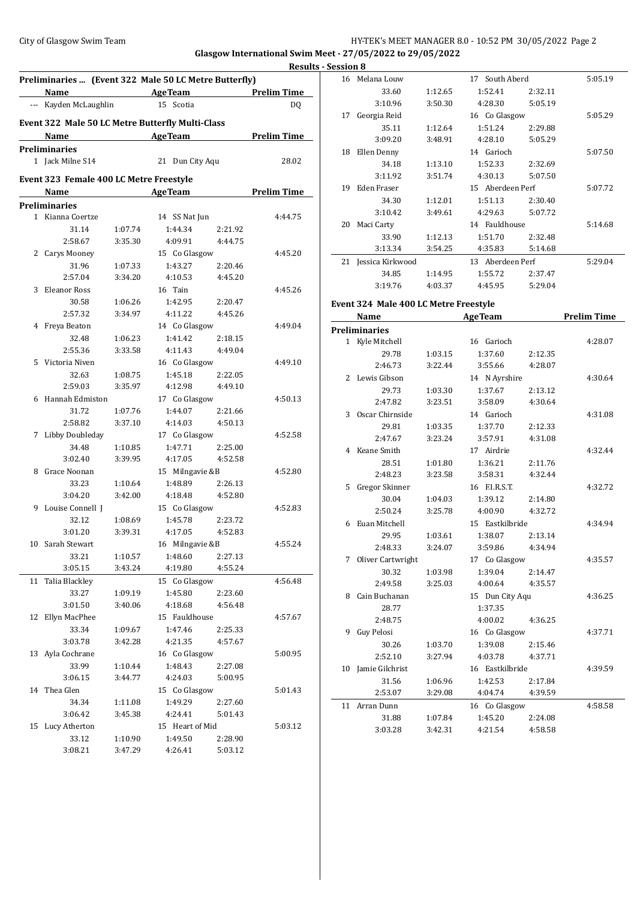**Glasgow International Swim Meet - 27/05/2022 to 29/05/2022**

**Results - Session 8**

### Preliminaries ... (Event 322 Male 50 LC Metre Butterfly)

| | Name | AgeTeam | Prelim Time |
|---|---|---|---|
| --- | Kayden McLaughlin | 15 Scotia | DQ |

### Event 322 Male 50 LC Metre Butterfly Multi-Class

| | Name | AgeTeam | Prelim Time |
|---|---|---|---|
| **Preliminaries** | | | |
| 1 | Jack Milne S14 | 21 Dun City Aqu | 28.02 |

### Event 323 Female 400 LC Metre Freestyle

| | Name | | AgeTeam | | Prelim Time |
|---|---|---|---|---|---|
| **Preliminaries** | | | | | |
| 1 | Kianna Coertze | | 14 SS Nat Jun | | 4:44.75 |
| | 31.14 | 1:07.74 | 1:44.34 | 2:21.92 | |
| | 2:58.67 | 3:35.30 | 4:09.91 | 4:44.75 | |
| 2 | Carys Mooney | | 15 Co Glasgow | | 4:45.20 |
| | 31.96 | 1:07.33 | 1:43.27 | 2:20.46 | |
| | 2:57.04 | 3:34.20 | 4:10.53 | 4:45.20 | |
| 3 | Eleanor Ross | | 16 Tain | | 4:45.26 |
| | 30.58 | 1:06.26 | 1:42.95 | 2:20.47 | |
| | 2:57.32 | 3:34.97 | 4:11.22 | 4:45.26 | |
| 4 | Freya Beaton | | 14 Co Glasgow | | 4:49.04 |
| | 32.48 | 1:06.23 | 1:41.42 | 2:18.15 | |
| | 2:55.36 | 3:33.58 | 4:11.43 | 4:49.04 | |
| 5 | Victoria Niven | | 16 Co Glasgow | | 4:49.10 |
| | 32.63 | 1:08.75 | 1:45.18 | 2:22.05 | |
| | 2:59.03 | 3:35.97 | 4:12.98 | 4:49.10 | |
| 6 | Hannah Edmiston | | 17 Co Glasgow | | 4:50.13 |
| | 31.72 | 1:07.76 | 1:44.07 | 2:21.66 | |
| | 2:58.82 | 3:37.10 | 4:14.03 | 4:50.13 | |
| 7 | Libby Doubleday | | 17 Co Glasgow | | 4:52.58 |
| | 34.48 | 1:10.85 | 1:47.71 | 2:25.00 | |
| | 3:02.40 | 3:39.95 | 4:17.05 | 4:52.58 | |
| 8 | Grace Noonan | | 15 Milngavie &B | | 4:52.80 |
| | 33.23 | 1:10.64 | 1:48.89 | 2:26.13 | |
| | 3:04.20 | 3:42.00 | 4:18.48 | 4:52.80 | |
| 9 | Louise Connell J | | 15 Co Glasgow | | 4:52.83 |
| | 32.12 | 1:08.69 | 1:45.78 | 2:23.72 | |
| | 3:01.20 | 3:39.31 | 4:17.05 | 4:52.83 | |
| 10 | Sarah Stewart | | 16 Milngavie &B | | 4:55.24 |
| | 33.21 | 1:10.57 | 1:48.60 | 2:27.13 | |
| | 3:05.15 | 3:43.24 | 4:19.80 | 4:55.24 | |
| 11 | Talia Blackley | | 15 Co Glasgow | | 4:56.48 |
| | 33.27 | 1:09.19 | 1:45.80 | 2:23.60 | |
| | 3:01.50 | 3:40.06 | 4:18.68 | 4:56.48 | |
| 12 | Ellyn MacPhee | | 15 Fauldhouse | | 4:57.67 |
| | 33.34 | 1:09.67 | 1:47.46 | 2:25.33 | |
| | 3:03.78 | 3:42.28 | 4:21.35 | 4:57.67 | |
| 13 | Ayla Cochrane | | 16 Co Glasgow | | 5:00.95 |
| | 33.99 | 1:10.44 | 1:48.43 | 2:27.08 | |
| | 3:06.15 | 3:44.77 | 4:24.03 | 5:00.95 | |
| 14 | Thea Glen | | 15 Co Glasgow | | 5:01.43 |
| | 34.34 | 1:11.08 | 1:49.29 | 2:27.60 | |
| | 3:06.42 | 3:45.38 | 4:24.41 | 5:01.43 | |
| 15 | Lucy Atherton | | 15 Heart of Mid | | 5:03.12 |
| | 33.12 | 1:10.90 | 1:49.50 | 2:28.90 | |
| | 3:08.21 | 3:47.29 | 4:26.41 | 5:03.12 | |
| 16 | Melana Louw | | 17 South Aberd | | 5:05.19 |
| | 33.60 | 1:12.65 | 1:52.41 | 2:32.11 | |
| | 3:10.96 | 3:50.30 | 4:28.30 | 5:05.19 | |
| 17 | Georgia Reid | | 16 Co Glasgow | | 5:05.29 |
| | 35.11 | 1:12.64 | 1:51.24 | 2:29.88 | |
| | 3:09.20 | 3:48.91 | 4:28.10 | 5:05.29 | |
| 18 | Ellen Denny | | 14 Garioch | | 5:07.50 |
| | 34.18 | 1:13.10 | 1:52.33 | 2:32.69 | |
| | 3:11.92 | 3:51.74 | 4:30.13 | 5:07.50 | |
| 19 | Eden Fraser | | 15 Aberdeen Perf | | 5:07.72 |
| | 34.30 | 1:12.01 | 1:51.13 | 2:30.40 | |
| | 3:10.42 | 3:49.61 | 4:29.63 | 5:07.72 | |
| 20 | Maci Carty | | 14 Fauldhouse | | 5:14.68 |
| | 33.90 | 1:12.13 | 1:51.70 | 2:32.48 | |
| | 3:13.34 | 3:54.25 | 4:35.83 | 5:14.68 | |
| 21 | Jessica Kirkwood | | 13 Aberdeen Perf | | 5:29.04 |
| | 34.85 | 1:14.95 | 1:55.72 | 2:37.47 | |
| | 3:19.76 | 4:03.37 | 4:45.95 | 5:29.04 | |

### Event 324 Male 400 LC Metre Freestyle

| | Name | | AgeTeam | | Prelim Time |
|---|---|---|---|---|---|
| **Preliminaries** | | | | | |
| 1 | Kyle Mitchell | | 16 Garioch | | 4:28.07 |
| | 29.78 | 1:03.15 | 1:37.60 | 2:12.35 | |
| | 2:46.73 | 3:22.44 | 3:55.66 | 4:28.07 | |
| 2 | Lewis Gibson | | 14 N Ayrshire | | 4:30.64 |
| | 29.73 | 1:03.30 | 1:37.67 | 2:13.12 | |
| | 2:47.82 | 3:23.51 | 3:58.09 | 4:30.64 | |
| 3 | Oscar Chirnside | | 14 Garioch | | 4:31.08 |
| | 29.81 | 1:03.35 | 1:37.70 | 2:12.33 | |
| | 2:47.67 | 3:23.24 | 3:57.91 | 4:31.08 | |
| 4 | Keane Smith | | 17 Airdrie | | 4:32.44 |
| | 28.51 | 1:01.80 | 1:36.21 | 2:11.76 | |
| | 2:48.23 | 3:23.58 | 3:58.31 | 4:32.44 | |
| 5 | Gregor Skinner | | 16 F.I.R.S.T. | | 4:32.72 |
| | 30.04 | 1:04.03 | 1:39.12 | 2:14.80 | |
| | 2:50.24 | 3:25.78 | 4:00.90 | 4:32.72 | |
| 6 | Euan Mitchell | | 15 Eastkilbride | | 4:34.94 |
| | 29.95 | 1:03.61 | 1:38.07 | 2:13.14 | |
| | 2:48.33 | 3:24.07 | 3:59.86 | 4:34.94 | |
| 7 | Oliver Cartwright | | 17 Co Glasgow | | 4:35.57 |
| | 30.32 | 1:03.98 | 1:39.04 | 2:14.47 | |
| | 2:49.58 | 3:25.03 | 4:00.64 | 4:35.57 | |
| 8 | Cain Buchanan | | 15 Dun City Aqu | | 4:36.25 |
| | 28.77 | | 1:37.35 | | |
| | 2:48.75 | | 4:00.02 | 4:36.25 | |
| 9 | Guy Pelosi | | 16 Co Glasgow | | 4:37.71 |
| | 30.26 | 1:03.70 | 1:39.08 | 2:15.46 | |
| | 2:52.10 | 3:27.94 | 4:03.78 | 4:37.71 | |
| 10 | Jamie Gilchrist | | 16 Eastkilbride | | 4:39.59 |
| | 31.56 | 1:06.96 | 1:42.53 | 2:17.84 | |
| | 2:53.07 | 3:29.08 | 4:04.74 | 4:39.59 | |
| 11 | Arran Dunn | | 16 Co Glasgow | | 4:58.58 |
| | 31.88 | 1:07.84 | 1:45.20 | 2:24.08 | |
| | 3:03.28 | 3:42.31 | 4:21.54 | 4:58.58 | |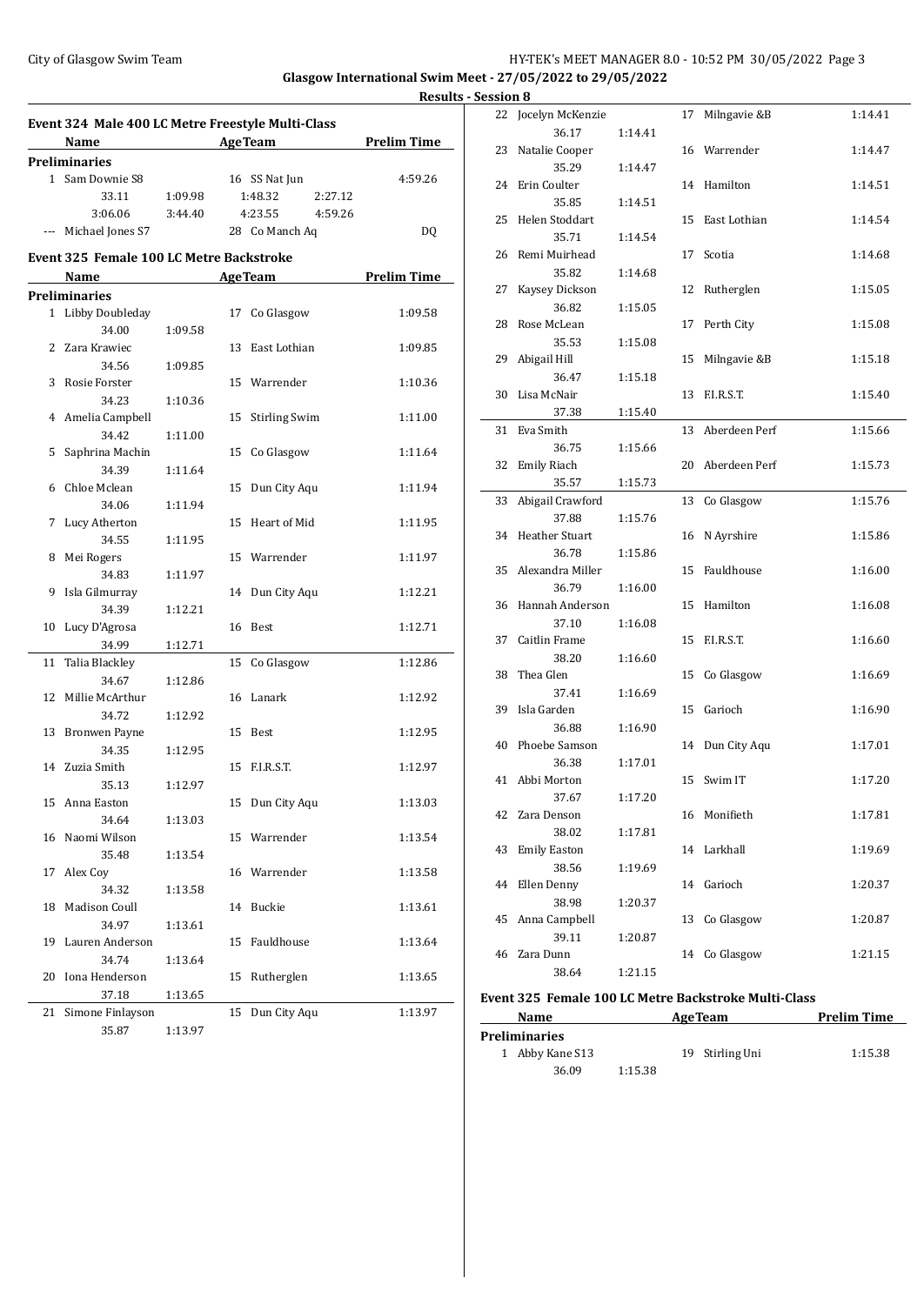## Glasgow International Swim Meet - 27/05/2022 to 29/05/2022

### Results - Session 8

#### Event 324 Male 400 LC Metre Freestyle Multi-Class

| | Name | Age | Team | Prelim Time |
|---|---|---|---|---|
| **Preliminaries** | | | | |
| 1 | Sam Downie S8 | 16 | SS Nat Jun | 4:59.26 |
| | 33.11 / 1:09.98 / 1:48.32 / 2:27.12 / 3:06.06 / 3:44.40 / 4:23.55 / 4:59.26 | | | |
| --- | Michael Jones S7 | 28 | Co Manch Aq | DQ |

#### Event 325 Female 100 LC Metre Backstroke

| | Name | Age | Team | Prelim Time |
|---|---|---|---|---|
| **Preliminaries** | | | | |
| 1 | Libby Doubleday | 17 | Co Glasgow | 1:09.58 |
| | 34.00 / 1:09.58 | | | |
| 2 | Zara Krawiec | 13 | East Lothian | 1:09.85 |
| | 34.56 / 1:09.85 | | | |
| 3 | Rosie Forster | 15 | Warrender | 1:10.36 |
| | 34.23 / 1:10.36 | | | |
| 4 | Amelia Campbell | 15 | Stirling Swim | 1:11.00 |
| | 34.42 / 1:11.00 | | | |
| 5 | Saphrina Machin | 15 | Co Glasgow | 1:11.64 |
| | 34.39 / 1:11.64 | | | |
| 6 | Chloe Mclean | 15 | Dun City Aqu | 1:11.94 |
| | 34.06 / 1:11.94 | | | |
| 7 | Lucy Atherton | 15 | Heart of Mid | 1:11.95 |
| | 34.55 / 1:11.95 | | | |
| 8 | Mei Rogers | 15 | Warrender | 1:11.97 |
| | 34.83 / 1:11.97 | | | |
| 9 | Isla Gilmurray | 14 | Dun City Aqu | 1:12.21 |
| | 34.39 / 1:12.21 | | | |
| 10 | Lucy D'Agrosa | 16 | Best | 1:12.71 |
| | 34.99 / 1:12.71 | | | |
| 11 | Talia Blackley | 15 | Co Glasgow | 1:12.86 |
| | 34.67 / 1:12.86 | | | |
| 12 | Millie McArthur | 16 | Lanark | 1:12.92 |
| | 34.72 / 1:12.92 | | | |
| 13 | Bronwen Payne | 15 | Best | 1:12.95 |
| | 34.35 / 1:12.95 | | | |
| 14 | Zuzia Smith | 15 | F.I.R.S.T. | 1:12.97 |
| | 35.13 / 1:12.97 | | | |
| 15 | Anna Easton | 15 | Dun City Aqu | 1:13.03 |
| | 34.64 / 1:13.03 | | | |
| 16 | Naomi Wilson | 15 | Warrender | 1:13.54 |
| | 35.48 / 1:13.54 | | | |
| 17 | Alex Coy | 16 | Warrender | 1:13.58 |
| | 34.32 / 1:13.58 | | | |
| 18 | Madison Coull | 14 | Buckie | 1:13.61 |
| | 34.97 / 1:13.61 | | | |
| 19 | Lauren Anderson | 15 | Fauldhouse | 1:13.64 |
| | 34.74 / 1:13.64 | | | |
| 20 | Iona Henderson | 15 | Rutherglen | 1:13.65 |
| | 37.18 / 1:13.65 | | | |
| 21 | Simone Finlayson | 15 | Dun City Aqu | 1:13.97 |
| | 35.87 / 1:13.97 | | | |
| 22 | Jocelyn McKenzie | 17 | Milngavie &B | 1:14.41 |
| | 36.17 / 1:14.41 | | | |
| 23 | Natalie Cooper | 16 | Warrender | 1:14.47 |
| | 35.29 / 1:14.47 | | | |
| 24 | Erin Coulter | 14 | Hamilton | 1:14.51 |
| | 35.85 / 1:14.51 | | | |
| 25 | Helen Stoddart | 15 | East Lothian | 1:14.54 |
| | 35.71 / 1:14.54 | | | |
| 26 | Remi Muirhead | 17 | Scotia | 1:14.68 |
| | 35.82 / 1:14.68 | | | |
| 27 | Kaysey Dickson | 12 | Rutherglen | 1:15.05 |
| | 36.82 / 1:15.05 | | | |
| 28 | Rose McLean | 17 | Perth City | 1:15.08 |
| | 35.53 / 1:15.08 | | | |
| 29 | Abigail Hill | 15 | Milngavie &B | 1:15.18 |
| | 36.47 / 1:15.18 | | | |
| 30 | Lisa McNair | 13 | F.I.R.S.T. | 1:15.40 |
| | 37.38 / 1:15.40 | | | |
| 31 | Eva Smith | 13 | Aberdeen Perf | 1:15.66 |
| | 36.75 / 1:15.66 | | | |
| 32 | Emily Riach | 20 | Aberdeen Perf | 1:15.73 |
| | 35.57 / 1:15.73 | | | |
| 33 | Abigail Crawford | 13 | Co Glasgow | 1:15.76 |
| | 37.88 / 1:15.76 | | | |
| 34 | Heather Stuart | 16 | N Ayrshire | 1:15.86 |
| | 36.78 / 1:15.86 | | | |
| 35 | Alexandra Miller | 15 | Fauldhouse | 1:16.00 |
| | 36.79 / 1:16.00 | | | |
| 36 | Hannah Anderson | 15 | Hamilton | 1:16.08 |
| | 37.10 / 1:16.08 | | | |
| 37 | Caitlin Frame | 15 | F.I.R.S.T. | 1:16.60 |
| | 38.20 / 1:16.60 | | | |
| 38 | Thea Glen | 15 | Co Glasgow | 1:16.69 |
| | 37.41 / 1:16.69 | | | |
| 39 | Isla Garden | 15 | Garioch | 1:16.90 |
| | 36.88 / 1:16.90 | | | |
| 40 | Phoebe Samson | 14 | Dun City Aqu | 1:17.01 |
| | 36.38 / 1:17.01 | | | |
| 41 | Abbi Morton | 15 | Swim IT | 1:17.20 |
| | 37.67 / 1:17.20 | | | |
| 42 | Zara Denson | 16 | Monifieth | 1:17.81 |
| | 38.02 / 1:17.81 | | | |
| 43 | Emily Easton | 14 | Larkhall | 1:19.69 |
| | 38.56 / 1:19.69 | | | |
| 44 | Ellen Denny | 14 | Garioch | 1:20.37 |
| | 38.98 / 1:20.37 | | | |
| 45 | Anna Campbell | 13 | Co Glasgow | 1:20.87 |
| | 39.11 / 1:20.87 | | | |
| 46 | Zara Dunn | 14 | Co Glasgow | 1:21.15 |
| | 38.64 / 1:21.15 | | | |

#### Event 325 Female 100 LC Metre Backstroke Multi-Class

| | Name | Age | Team | Prelim Time |
|---|---|---|---|---|
| **Preliminaries** | | | | |
| 1 | Abby Kane S13 | 19 | Stirling Uni | 1:15.38 |
| | 36.09 / 1:15.38 | | | |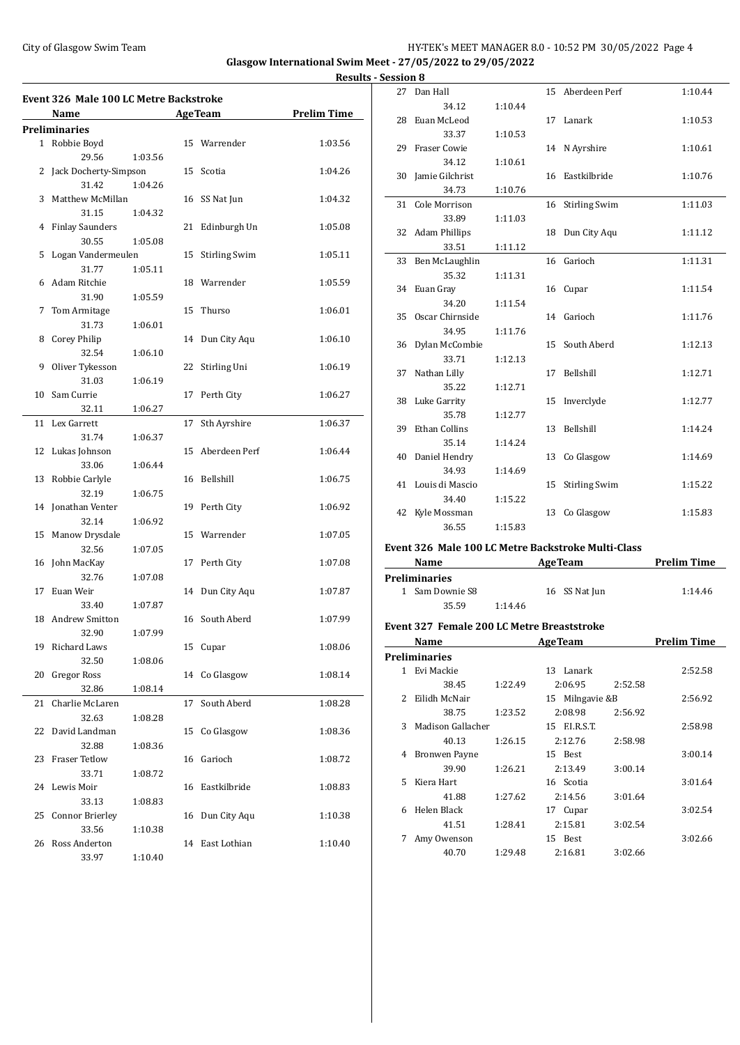Glasgow International Swim Meet - 27/05/2022 to 29/05/2022

Results - Session 8

### Event 326 Male 100 LC Metre Backstroke

| | Name | Age | Team | Prelim Time |
|---|---|---|---|---|
| **Preliminaries** | | | | |
| 1 | Robbie Boyd | 15 | Warrender | 1:03.56 |
| | 29.56 1:03.56 | | | |
| 2 | Jack Docherty-Simpson | 15 | Scotia | 1:04.26 |
| | 31.42 1:04.26 | | | |
| 3 | Matthew McMillan | 16 | SS Nat Jun | 1:04.32 |
| | 31.15 1:04.32 | | | |
| 4 | Finlay Saunders | 21 | Edinburgh Un | 1:05.08 |
| | 30.55 1:05.08 | | | |
| 5 | Logan Vandermeulen | 15 | Stirling Swim | 1:05.11 |
| | 31.77 1:05.11 | | | |
| 6 | Adam Ritchie | 18 | Warrender | 1:05.59 |
| | 31.90 1:05.59 | | | |
| 7 | Tom Armitage | 15 | Thurso | 1:06.01 |
| | 31.73 1:06.01 | | | |
| 8 | Corey Philip | 14 | Dun City Aqu | 1:06.10 |
| | 32.54 1:06.10 | | | |
| 9 | Oliver Tykesson | 22 | Stirling Uni | 1:06.19 |
| | 31.03 1:06.19 | | | |
| 10 | Sam Currie | 17 | Perth City | 1:06.27 |
| | 32.11 1:06.27 | | | |
| 11 | Lex Garrett | 17 | Sth Ayrshire | 1:06.37 |
| | 31.74 1:06.37 | | | |
| 12 | Lukas Johnson | 15 | Aberdeen Perf | 1:06.44 |
| | 33.06 1:06.44 | | | |
| 13 | Robbie Carlyle | 16 | Bellshill | 1:06.75 |
| | 32.19 1:06.75 | | | |
| 14 | Jonathan Venter | 19 | Perth City | 1:06.92 |
| | 32.14 1:06.92 | | | |
| 15 | Manow Drysdale | 15 | Warrender | 1:07.05 |
| | 32.56 1:07.05 | | | |
| 16 | John MacKay | 17 | Perth City | 1:07.08 |
| | 32.76 1:07.08 | | | |
| 17 | Euan Weir | 14 | Dun City Aqu | 1:07.87 |
| | 33.40 1:07.87 | | | |
| 18 | Andrew Smitton | 16 | South Aberd | 1:07.99 |
| | 32.90 1:07.99 | | | |
| 19 | Richard Laws | 15 | Cupar | 1:08.06 |
| | 32.50 1:08.06 | | | |
| 20 | Gregor Ross | 14 | Co Glasgow | 1:08.14 |
| | 32.86 1:08.14 | | | |
| 21 | Charlie McLaren | 17 | South Aberd | 1:08.28 |
| | 32.63 1:08.28 | | | |
| 22 | David Landman | 15 | Co Glasgow | 1:08.36 |
| | 32.88 1:08.36 | | | |
| 23 | Fraser Tetlow | 16 | Garioch | 1:08.72 |
| | 33.71 1:08.72 | | | |
| 24 | Lewis Moir | 16 | Eastkilbride | 1:08.83 |
| | 33.13 1:08.83 | | | |
| 25 | Connor Brierley | 16 | Dun City Aqu | 1:10.38 |
| | 33.56 1:10.38 | | | |
| 26 | Ross Anderton | 14 | East Lothian | 1:10.40 |
| | 33.97 1:10.40 | | | |
| 27 | Dan Hall | 15 | Aberdeen Perf | 1:10.44 |
| | 34.12 1:10.44 | | | |
| 28 | Euan McLeod | 17 | Lanark | 1:10.53 |
| | 33.37 1:10.53 | | | |
| 29 | Fraser Cowie | 14 | N Ayrshire | 1:10.61 |
| | 34.12 1:10.61 | | | |
| 30 | Jamie Gilchrist | 16 | Eastkilbride | 1:10.76 |
| | 34.73 1:10.76 | | | |
| 31 | Cole Morrison | 16 | Stirling Swim | 1:11.03 |
| | 33.89 1:11.03 | | | |
| 32 | Adam Phillips | 18 | Dun City Aqu | 1:11.12 |
| | 33.51 1:11.12 | | | |
| 33 | Ben McLaughlin | 16 | Garioch | 1:11.31 |
| | 35.32 1:11.31 | | | |
| 34 | Euan Gray | 16 | Cupar | 1:11.54 |
| | 34.20 1:11.54 | | | |
| 35 | Oscar Chirnside | 14 | Garioch | 1:11.76 |
| | 34.95 1:11.76 | | | |
| 36 | Dylan McCombie | 15 | South Aberd | 1:12.13 |
| | 33.71 1:12.13 | | | |
| 37 | Nathan Lilly | 17 | Bellshill | 1:12.71 |
| | 35.22 1:12.71 | | | |
| 38 | Luke Garrity | 15 | Inverclyde | 1:12.77 |
| | 35.78 1:12.77 | | | |
| 39 | Ethan Collins | 13 | Bellshill | 1:14.24 |
| | 35.14 1:14.24 | | | |
| 40 | Daniel Hendry | 13 | Co Glasgow | 1:14.69 |
| | 34.93 1:14.69 | | | |
| 41 | Louis di Mascio | 15 | Stirling Swim | 1:15.22 |
| | 34.40 1:15.22 | | | |
| 42 | Kyle Mossman | 13 | Co Glasgow | 1:15.83 |
| | 36.55 1:15.83 | | | |

### Event 326 Male 100 LC Metre Backstroke Multi-Class

| | Name | Age | Team | Prelim Time |
|---|---|---|---|---|
| **Preliminaries** | | | | |
| 1 | Sam Downie S8 | 16 | SS Nat Jun | 1:14.46 |
| | 35.59 1:14.46 | | | |

### Event 327 Female 200 LC Metre Breaststroke

| | Name | Age | Team | Prelim Time |
|---|---|---|---|---|
| **Preliminaries** | | | | |
| 1 | Evi Mackie | 13 | Lanark | 2:52.58 |
| | 38.45 1:22.49 2:06.95 2:52.58 | | | |
| 2 | Eilidh McNair | 15 | Milngavie &B | 2:56.92 |
| | 38.75 1:23.52 2:08.98 2:56.92 | | | |
| 3 | Madison Gallacher | 15 | F.I.R.S.T. | 2:58.98 |
| | 40.13 1:26.15 2:12.76 2:58.98 | | | |
| 4 | Bronwen Payne | 15 | Best | 3:00.14 |
| | 39.90 1:26.21 2:13.49 3:00.14 | | | |
| 5 | Kiera Hart | 16 | Scotia | 3:01.64 |
| | 41.88 1:27.62 2:14.56 3:01.64 | | | |
| 6 | Helen Black | 17 | Cupar | 3:02.54 |
| | 41.51 1:28.41 2:15.81 3:02.54 | | | |
| 7 | Amy Owenson | 15 | Best | 3:02.66 |
| | 40.70 1:29.48 2:16.81 3:02.66 | | | |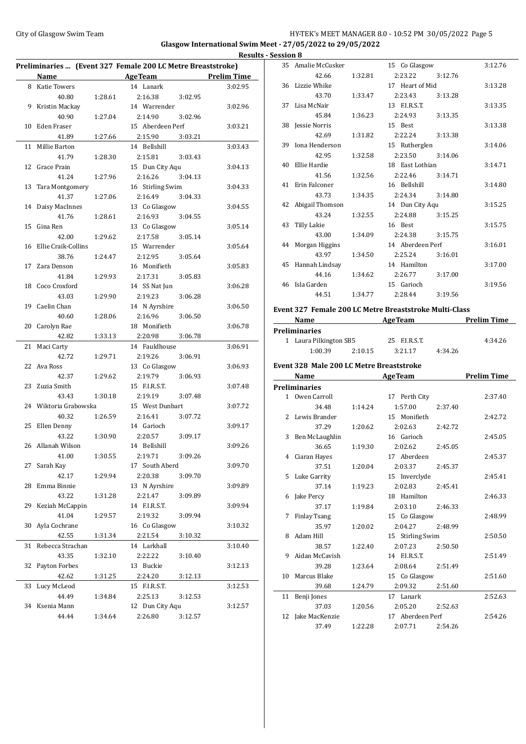**Glasgow International Swim Meet - 27/05/2022 to 29/05/2022**

**Results - Session 8**

### Preliminaries ... (Event 327 Female 200 LC Metre Breaststroke)

| | Name | Age | Team | Prelim Time |
|---|---|---|---|---|
| 8 | Katie Towers | 14 | Lanark | 3:02.95 |
| | 40.80 1:28.61 2:16.38 3:02.95 | | | |
| 9 | Kristin Mackay | 14 | Warrender | 3:02.96 |
| | 40.90 1:27.04 2:14.90 3:02.96 | | | |
| 10 | Eden Fraser | 15 | Aberdeen Perf | 3:03.21 |
| | 41.89 1:27.66 2:15.90 3:03.21 | | | |
| 11 | Millie Barton | 14 | Bellshill | 3:03.43 |
| | 41.79 1:28.30 2:15.81 3:03.43 | | | |
| 12 | Grace Prain | 15 | Dun City Aqu | 3:04.13 |
| | 41.24 1:27.96 2:16.26 3:04.13 | | | |
| 13 | Tara Montgomery | 16 | Stirling Swim | 3:04.33 |
| | 41.37 1:27.06 2:16.49 3:04.33 | | | |
| 14 | Daisy MacInnes | 13 | Co Glasgow | 3:04.55 |
| | 41.76 1:28.61 2:16.93 3:04.55 | | | |
| 15 | Gina Ren | 13 | Co Glasgow | 3:05.14 |
| | 42.00 1:29.62 2:17.58 3:05.14 | | | |
| 16 | Ellie Craik-Collins | 15 | Warrender | 3:05.64 |
| | 38.76 1:24.47 2:12.95 3:05.64 | | | |
| 17 | Zara Denson | 16 | Monifieth | 3:05.83 |
| | 41.84 1:29.93 2:17.31 3:05.83 | | | |
| 18 | Coco Croxford | 14 | SS Nat Jun | 3:06.28 |
| | 43.03 1:29.90 2:19.23 3:06.28 | | | |
| 19 | Caelin Chan | 14 | N Ayrshire | 3:06.50 |
| | 40.60 1:28.06 2:16.96 3:06.50 | | | |
| 20 | Carolyn Rae | 18 | Monifieth | 3:06.78 |
| | 42.82 1:33.13 2:20.98 3:06.78 | | | |
| 21 | Maci Carty | 14 | Fauldhouse | 3:06.91 |
| | 42.72 1:29.71 2:19.26 3:06.91 | | | |
| 22 | Ava Ross | 13 | Co Glasgow | 3:06.93 |
| | 42.37 1:29.62 2:19.79 3:06.93 | | | |
| 23 | Zuzia Smith | 15 | F.I.R.S.T. | 3:07.48 |
| | 43.43 1:30.18 2:19.19 3:07.48 | | | |
| 24 | Wiktoria Grabowska | 15 | West Dunbart | 3:07.72 |
| | 40.32 1:26.59 2:16.41 3:07.72 | | | |
| 25 | Ellen Denny | 14 | Garioch | 3:09.17 |
| | 43.22 1:30.90 2:20.57 3:09.17 | | | |
| 26 | Allanah Wilson | 14 | Bellshill | 3:09.26 |
| | 41.00 1:30.55 2:19.71 3:09.26 | | | |
| 27 | Sarah Kay | 17 | South Aberd | 3:09.70 |
| | 42.17 1:29.94 2:20.38 3:09.70 | | | |
| 28 | Emma Binnie | 13 | N Ayrshire | 3:09.89 |
| | 43.22 1:31.28 2:21.47 3:09.89 | | | |
| 29 | Keziah McCappin | 14 | F.I.R.S.T. | 3:09.94 |
| | 41.04 1:29.57 2:19.32 3:09.94 | | | |
| 30 | Ayla Cochrane | 16 | Co Glasgow | 3:10.32 |
| | 42.55 1:31.34 2:21.54 3:10.32 | | | |
| 31 | Rebecca Strachan | 14 | Larkhall | 3:10.40 |
| | 43.35 1:32.10 2:22.22 3:10.40 | | | |
| 32 | Payton Forbes | 13 | Buckie | 3:12.13 |
| | 42.62 1:31.25 2:24.20 3:12.13 | | | |
| 33 | Lucy McLeod | 15 | F.I.R.S.T. | 3:12.53 |
| | 44.49 1:34.84 2:25.13 3:12.53 | | | |
| 34 | Ksenia Mann | 12 | Dun City Aqu | 3:12.57 |
| | 44.44 1:34.64 2:26.80 3:12.57 | | | |
| 35 | Amalie McCusker | 15 | Co Glasgow | 3:12.76 |
| | 42.66 1:32.81 2:23.22 3:12.76 | | | |
| 36 | Lizzie Whike | 17 | Heart of Mid | 3:13.28 |
| | 43.70 1:33.47 2:23.43 3:13.28 | | | |
| 37 | Lisa McNair | 13 | F.I.R.S.T. | 3:13.35 |
| | 45.84 1:36.23 2:24.93 3:13.35 | | | |
| 38 | Jessie Norris | 15 | Best | 3:13.38 |
| | 42.69 1:31.82 2:22.24 3:13.38 | | | |
| 39 | Iona Henderson | 15 | Rutherglen | 3:14.06 |
| | 42.95 1:32.58 2:23.50 3:14.06 | | | |
| 40 | Ellie Hardie | 18 | East Lothian | 3:14.71 |
| | 41.56 1:32.56 2:22.46 3:14.71 | | | |
| 41 | Erin Falconer | 16 | Bellshill | 3:14.80 |
| | 43.73 1:34.35 2:24.34 3:14.80 | | | |
| 42 | Abigail Thomson | 14 | Dun City Aqu | 3:15.25 |
| | 43.24 1:32.55 2:24.88 3:15.25 | | | |
| 43 | Tilly Lakie | 16 | Best | 3:15.75 |
| | 43.00 1:34.09 2:24.38 3:15.75 | | | |
| 44 | Morgan Higgins | 14 | Aberdeen Perf | 3:16.01 |
| | 43.97 1:34.50 2:25.24 3:16.01 | | | |
| 45 | Hannah Lindsay | 14 | Hamilton | 3:17.00 |
| | 44.16 1:34.62 2:26.77 3:17.00 | | | |
| 46 | Isla Garden | 15 | Garioch | 3:19.56 |
| | 44.51 1:34.77 2:28.44 3:19.56 | | | |

### Event 327 Female 200 LC Metre Breaststroke Multi-Class

| | Name | Age | Team | Prelim Time |
|---|---|---|---|---|
| **Preliminaries** | | | | |
| 1 | Laura Pilkington SB5 | 25 | F.I.R.S.T. | 4:34.26 |
| | 1:00.39 2:10.15 3:21.17 4:34.26 | | | |

### Event 328 Male 200 LC Metre Breaststroke

| | Name | Age | Team | Prelim Time |
|---|---|---|---|---|
| **Preliminaries** | | | | |
| 1 | Owen Carroll | 17 | Perth City | 2:37.40 |
| | 34.48 1:14.24 1:57.00 2:37.40 | | | |
| 2 | Lewis Brander | 15 | Monifieth | 2:42.72 |
| | 37.29 1:20.62 2:02.63 2:42.72 | | | |
| 3 | Ben McLaughlin | 16 | Garioch | 2:45.05 |
| | 36.65 1:19.30 2:02.62 2:45.05 | | | |
| 4 | Ciaran Hayes | 17 | Aberdeen | 2:45.37 |
| | 37.51 1:20.04 2:03.37 2:45.37 | | | |
| 5 | Luke Garrity | 15 | Inverclyde | 2:45.41 |
| | 37.14 1:19.23 2:02.83 2:45.41 | | | |
| 6 | Jake Percy | 18 | Hamilton | 2:46.33 |
| | 37.17 1:19.84 2:03.10 2:46.33 | | | |
| 7 | Finlay Tsang | 15 | Co Glasgow | 2:48.99 |
| | 35.97 1:20.02 2:04.27 2:48.99 | | | |
| 8 | Adam Hill | 15 | Stirling Swim | 2:50.50 |
| | 38.57 1:22.40 2:07.23 2:50.50 | | | |
| 9 | Aidan McCavish | 14 | F.I.R.S.T. | 2:51.49 |
| | 39.28 1:23.64 2:08.64 2:51.49 | | | |
| 10 | Marcus Blake | 15 | Co Glasgow | 2:51.60 |
| | 39.68 1:24.79 2:09.32 2:51.60 | | | |
| 11 | Benji Jones | 17 | Lanark | 2:52.63 |
| | 37.03 1:20.56 2:05.20 2:52.63 | | | |
| 12 | Jake MacKenzie | 17 | Aberdeen Perf | 2:54.26 |
| | 37.49 1:22.28 2:07.71 2:54.26 | | | |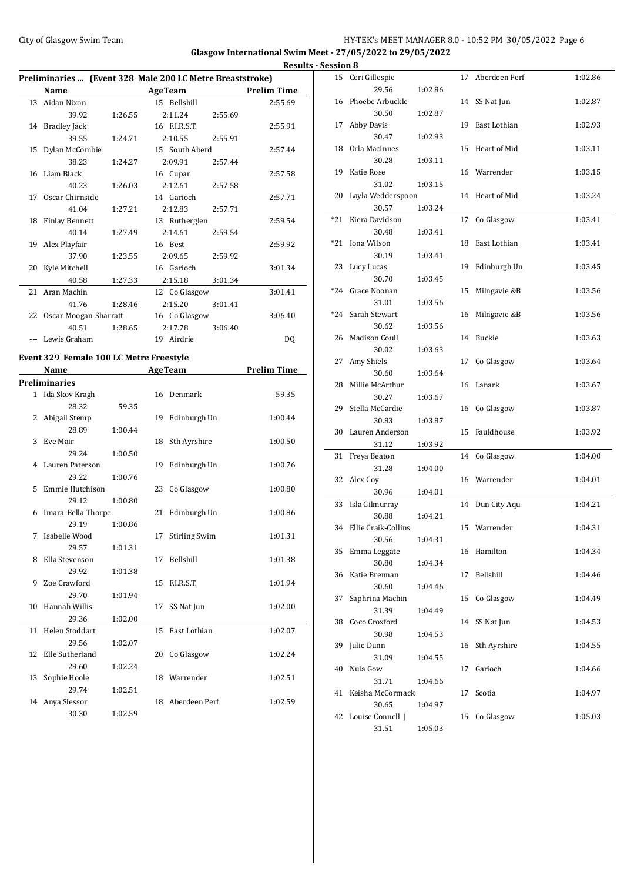## Preliminaries ... (Event 328 Male 200 LC Metre Breaststroke)

| | Name | Age | Team | Prelim Time |
|---|---|---|---|---|
| 13 | Aidan Nixon | 15 | Bellshill | 2:55.69 |
| | 39.92 1:26.55 2:11.24 2:55.69 | | | |
| 14 | Bradley Jack | 16 | F.I.R.S.T. | 2:55.91 |
| | 39.55 1:24.71 2:10.55 2:55.91 | | | |
| 15 | Dylan McCombie | 15 | South Aberd | 2:57.44 |
| | 38.23 1:24.27 2:09.91 2:57.44 | | | |
| 16 | Liam Black | 16 | Cupar | 2:57.58 |
| | 40.23 1:26.03 2:12.61 2:57.58 | | | |
| 17 | Oscar Chirnside | 14 | Garioch | 2:57.71 |
| | 41.04 1:27.21 2:12.83 2:57.71 | | | |
| 18 | Finlay Bennett | 13 | Rutherglen | 2:59.54 |
| | 40.14 1:27.49 2:14.61 2:59.54 | | | |
| 19 | Alex Playfair | 16 | Best | 2:59.92 |
| | 37.90 1:23.55 2:09.65 2:59.92 | | | |
| 20 | Kyle Mitchell | 16 | Garioch | 3:01.34 |
| | 40.58 1:27.33 2:15.18 3:01.34 | | | |
| 21 | Aran Machin | 12 | Co Glasgow | 3:01.41 |
| | 41.76 1:28.46 2:15.20 3:01.41 | | | |
| 22 | Oscar Moogan-Sharratt | 16 | Co Glasgow | 3:06.40 |
| | 40.51 1:28.65 2:17.78 3:06.40 | | | |
| --- | Lewis Graham | 19 | Airdrie | DQ |

## Event 329 Female 100 LC Metre Freestyle

| | Name | Age | Team | Prelim Time |
|---|---|---|---|---|
| **Preliminaries** | | | | |
| 1 | Ida Skov Kragh | 16 | Denmark | 59.35 |
| | 28.32 59.35 | | | |
| 2 | Abigail Stemp | 19 | Edinburgh Un | 1:00.44 |
| | 28.89 1:00.44 | | | |
| 3 | Eve Mair | 18 | Sth Ayrshire | 1:00.50 |
| | 29.24 1:00.50 | | | |
| 4 | Lauren Paterson | 19 | Edinburgh Un | 1:00.76 |
| | 29.22 1:00.76 | | | |
| 5 | Emmie Hutchison | 23 | Co Glasgow | 1:00.80 |
| | 29.12 1:00.80 | | | |
| 6 | Imara-Bella Thorpe | 21 | Edinburgh Un | 1:00.86 |
| | 29.19 1:00.86 | | | |
| 7 | Isabelle Wood | 17 | Stirling Swim | 1:01.31 |
| | 29.57 1:01.31 | | | |
| 8 | Ella Stevenson | 17 | Bellshill | 1:01.38 |
| | 29.92 1:01.38 | | | |
| 9 | Zoe Crawford | 15 | F.I.R.S.T. | 1:01.94 |
| | 29.70 1:01.94 | | | |
| 10 | Hannah Willis | 17 | SS Nat Jun | 1:02.00 |
| | 29.36 1:02.00 | | | |
| 11 | Helen Stoddart | 15 | East Lothian | 1:02.07 |
| | 29.56 1:02.07 | | | |
| 12 | Elle Sutherland | 20 | Co Glasgow | 1:02.24 |
| | 29.60 1:02.24 | | | |
| 13 | Sophie Hoole | 18 | Warrender | 1:02.51 |
| | 29.74 1:02.51 | | | |
| 14 | Anya Slessor | 18 | Aberdeen Perf | 1:02.59 |
| | 30.30 1:02.59 | | | |
| 15 | Ceri Gillespie | 17 | Aberdeen Perf | 1:02.86 |
| | 29.56 1:02.86 | | | |
| 16 | Phoebe Arbuckle | 14 | SS Nat Jun | 1:02.87 |
| | 30.50 1:02.87 | | | |
| 17 | Abby Davis | 19 | East Lothian | 1:02.93 |
| | 30.47 1:02.93 | | | |
| 18 | Orla MacInnes | 15 | Heart of Mid | 1:03.11 |
| | 30.28 1:03.11 | | | |
| 19 | Katie Rose | 16 | Warrender | 1:03.15 |
| | 31.02 1:03.15 | | | |
| 20 | Layla Wedderspoon | 14 | Heart of Mid | 1:03.24 |
| | 30.57 1:03.24 | | | |
| *21 | Kiera Davidson | 17 | Co Glasgow | 1:03.41 |
| | 30.48 1:03.41 | | | |
| *21 | Iona Wilson | 18 | East Lothian | 1:03.41 |
| | 30.19 1:03.41 | | | |
| 23 | Lucy Lucas | 19 | Edinburgh Un | 1:03.45 |
| | 30.70 1:03.45 | | | |
| *24 | Grace Noonan | 15 | Milngavie &B | 1:03.56 |
| | 31.01 1:03.56 | | | |
| *24 | Sarah Stewart | 16 | Milngavie &B | 1:03.56 |
| | 30.62 1:03.56 | | | |
| 26 | Madison Coull | 14 | Buckie | 1:03.63 |
| | 30.02 1:03.63 | | | |
| 27 | Amy Shiels | 17 | Co Glasgow | 1:03.64 |
| | 30.60 1:03.64 | | | |
| 28 | Millie McArthur | 16 | Lanark | 1:03.67 |
| | 30.27 1:03.67 | | | |
| 29 | Stella McCardie | 16 | Co Glasgow | 1:03.87 |
| | 30.83 1:03.87 | | | |
| 30 | Lauren Anderson | 15 | Fauldhouse | 1:03.92 |
| | 31.12 1:03.92 | | | |
| 31 | Freya Beaton | 14 | Co Glasgow | 1:04.00 |
| | 31.28 1:04.00 | | | |
| 32 | Alex Coy | 16 | Warrender | 1:04.01 |
| | 30.96 1:04.01 | | | |
| 33 | Isla Gilmurray | 14 | Dun City Aqu | 1:04.21 |
| | 30.88 1:04.21 | | | |
| 34 | Ellie Craik-Collins | 15 | Warrender | 1:04.31 |
| | 30.56 1:04.31 | | | |
| 35 | Emma Leggate | 16 | Hamilton | 1:04.34 |
| | 30.80 1:04.34 | | | |
| 36 | Katie Brennan | 17 | Bellshill | 1:04.46 |
| | 30.60 1:04.46 | | | |
| 37 | Saphrina Machin | 15 | Co Glasgow | 1:04.49 |
| | 31.39 1:04.49 | | | |
| 38 | Coco Croxford | 14 | SS Nat Jun | 1:04.53 |
| | 30.98 1:04.53 | | | |
| 39 | Julie Dunn | 16 | Sth Ayrshire | 1:04.55 |
| | 31.09 1:04.55 | | | |
| 40 | Nula Gow | 17 | Garioch | 1:04.66 |
| | 31.71 1:04.66 | | | |
| 41 | Keisha McCormack | 17 | Scotia | 1:04.97 |
| | 30.65 1:04.97 | | | |
| 42 | Louise Connell J | 15 | Co Glasgow | 1:05.03 |
| | 31.51 1:05.03 | | | |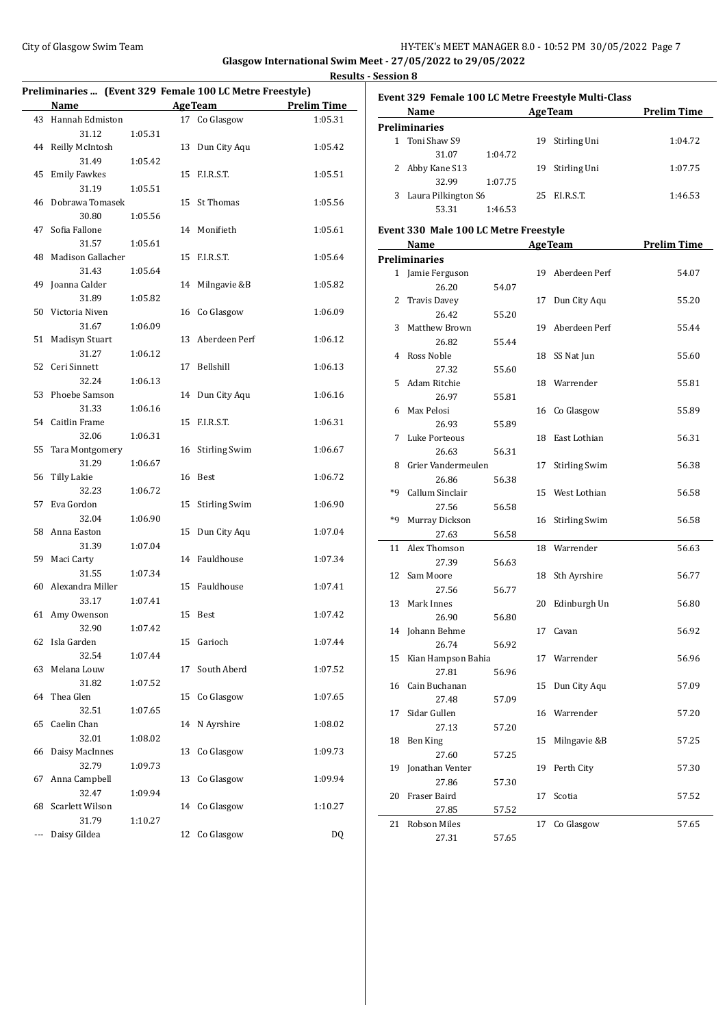**Glasgow International Swim Meet - 27/05/2022 to 29/05/2022**

**Results - Session 8**

## Preliminaries ... (Event 329 Female 100 LC Metre Freestyle)

| | Name | Age | Team | Prelim Time |
|---|---|---|---|---|
| 43 | Hannah Edmiston | 17 | Co Glasgow | 1:05.31 |
| | 31.12 1:05.31 | | | |
| 44 | Reilly McIntosh | 13 | Dun City Aqu | 1:05.42 |
| | 31.49 1:05.42 | | | |
| 45 | Emily Fawkes | 15 | F.I.R.S.T. | 1:05.51 |
| | 31.19 1:05.51 | | | |
| 46 | Dobrawa Tomasek | 15 | St Thomas | 1:05.56 |
| | 30.80 1:05.56 | | | |
| 47 | Sofia Fallone | 14 | Monifieth | 1:05.61 |
| | 31.57 1:05.61 | | | |
| 48 | Madison Gallacher | 15 | F.I.R.S.T. | 1:05.64 |
| | 31.43 1:05.64 | | | |
| 49 | Joanna Calder | 14 | Milngavie &B | 1:05.82 |
| | 31.89 1:05.82 | | | |
| 50 | Victoria Niven | 16 | Co Glasgow | 1:06.09 |
| | 31.67 1:06.09 | | | |
| 51 | Madisyn Stuart | 13 | Aberdeen Perf | 1:06.12 |
| | 31.27 1:06.12 | | | |
| 52 | Ceri Sinnett | 17 | Bellshill | 1:06.13 |
| | 32.24 1:06.13 | | | |
| 53 | Phoebe Samson | 14 | Dun City Aqu | 1:06.16 |
| | 31.33 1:06.16 | | | |
| 54 | Caitlin Frame | 15 | F.I.R.S.T. | 1:06.31 |
| | 32.06 1:06.31 | | | |
| 55 | Tara Montgomery | 16 | Stirling Swim | 1:06.67 |
| | 31.29 1:06.67 | | | |
| 56 | Tilly Lakie | 16 | Best | 1:06.72 |
| | 32.23 1:06.72 | | | |
| 57 | Eva Gordon | 15 | Stirling Swim | 1:06.90 |
| | 32.04 1:06.90 | | | |
| 58 | Anna Easton | 15 | Dun City Aqu | 1:07.04 |
| | 31.39 1:07.04 | | | |
| 59 | Maci Carty | 14 | Fauldhouse | 1:07.34 |
| | 31.55 1:07.34 | | | |
| 60 | Alexandra Miller | 15 | Fauldhouse | 1:07.41 |
| | 33.17 1:07.41 | | | |
| 61 | Amy Owenson | 15 | Best | 1:07.42 |
| | 32.90 1:07.42 | | | |
| 62 | Isla Garden | 15 | Garioch | 1:07.44 |
| | 32.54 1:07.44 | | | |
| 63 | Melana Louw | 17 | South Aberd | 1:07.52 |
| | 31.82 1:07.52 | | | |
| 64 | Thea Glen | 15 | Co Glasgow | 1:07.65 |
| | 32.51 1:07.65 | | | |
| 65 | Caelin Chan | 14 | N Ayrshire | 1:08.02 |
| | 32.01 1:08.02 | | | |
| 66 | Daisy MacInnes | 13 | Co Glasgow | 1:09.73 |
| | 32.79 1:09.73 | | | |
| 67 | Anna Campbell | 13 | Co Glasgow | 1:09.94 |
| | 32.47 1:09.94 | | | |
| 68 | Scarlett Wilson | 14 | Co Glasgow | 1:10.27 |
| | 31.79 1:10.27 | | | |
| --- | Daisy Gildea | 12 | Co Glasgow | DQ |

## Event 329 Female 100 LC Metre Freestyle Multi-Class

**Preliminaries**

| | Name | Age | Team | Prelim Time |
|---|---|---|---|---|
| 1 | Toni Shaw S9 | 19 | Stirling Uni | 1:04.72 |
| | 31.07 1:04.72 | | | |
| 2 | Abby Kane S13 | 19 | Stirling Uni | 1:07.75 |
| | 32.99 1:07.75 | | | |
| 3 | Laura Pilkington S6 | 25 | F.I.R.S.T. | 1:46.53 |
| | 53.31 1:46.53 | | | |

## Event 330 Male 100 LC Metre Freestyle

**Preliminaries**

| | Name | Age | Team | Prelim Time |
|---|---|---|---|---|
| 1 | Jamie Ferguson | 19 | Aberdeen Perf | 54.07 |
| | 26.20 54.07 | | | |
| 2 | Travis Davey | 17 | Dun City Aqu | 55.20 |
| | 26.42 55.20 | | | |
| 3 | Matthew Brown | 19 | Aberdeen Perf | 55.44 |
| | 26.82 55.44 | | | |
| 4 | Ross Noble | 18 | SS Nat Jun | 55.60 |
| | 27.32 55.60 | | | |
| 5 | Adam Ritchie | 18 | Warrender | 55.81 |
| | 26.97 55.81 | | | |
| 6 | Max Pelosi | 16 | Co Glasgow | 55.89 |
| | 26.93 55.89 | | | |
| 7 | Luke Porteous | 18 | East Lothian | 56.31 |
| | 26.63 56.31 | | | |
| 8 | Grier Vandermeulen | 17 | Stirling Swim | 56.38 |
| | 26.86 56.38 | | | |
| *9 | Callum Sinclair | 15 | West Lothian | 56.58 |
| | 27.56 56.58 | | | |
| *9 | Murray Dickson | 16 | Stirling Swim | 56.58 |
| | 27.63 56.58 | | | |
| 11 | Alex Thomson | 18 | Warrender | 56.63 |
| | 27.39 56.63 | | | |
| 12 | Sam Moore | 18 | Sth Ayrshire | 56.77 |
| | 27.56 56.77 | | | |
| 13 | Mark Innes | 20 | Edinburgh Un | 56.80 |
| | 26.90 56.80 | | | |
| 14 | Johann Behme | 17 | Cavan | 56.92 |
| | 26.74 56.92 | | | |
| 15 | Kian Hampson Bahia | 17 | Warrender | 56.96 |
| | 27.81 56.96 | | | |
| 16 | Cain Buchanan | 15 | Dun City Aqu | 57.09 |
| | 27.48 57.09 | | | |
| 17 | Sidar Gullen | 16 | Warrender | 57.20 |
| | 27.13 57.20 | | | |
| 18 | Ben King | 15 | Milngavie &B | 57.25 |
| | 27.60 57.25 | | | |
| 19 | Jonathan Venter | 19 | Perth City | 57.30 |
| | 27.86 57.30 | | | |
| 20 | Fraser Baird | 17 | Scotia | 57.52 |
| | 27.85 57.52 | | | |
| 21 | Robson Miles | 17 | Co Glasgow | 57.65 |
| | 27.31 57.65 | | | |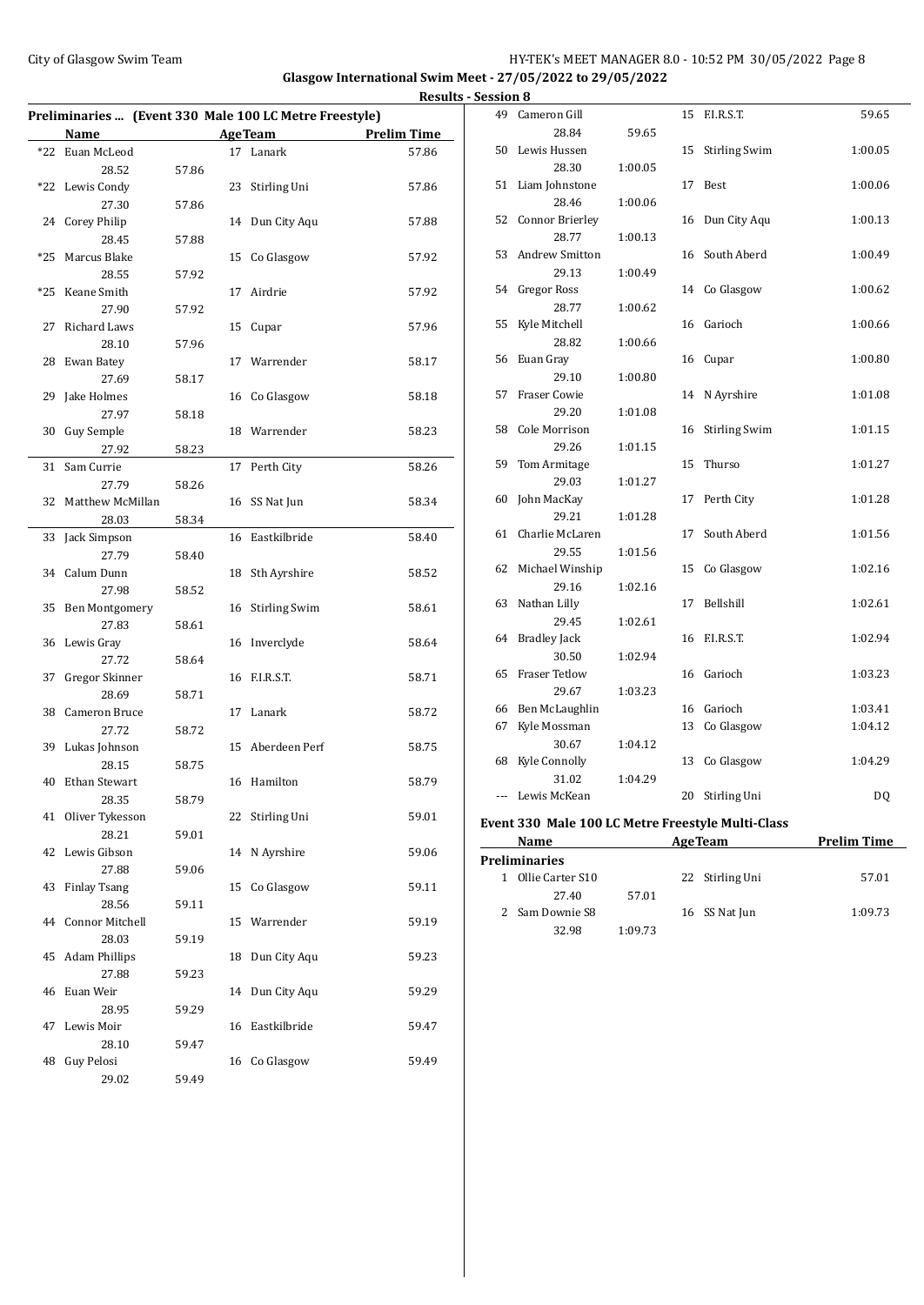## Glasgow International Swim Meet - 27/05/2022 to 29/05/2022

### Results - Session 8

### Preliminaries ... (Event 330 Male 100 LC Metre Freestyle)

| | Name | | Age | Team | Prelim Time |
|---|---|---|---|---|---|
| *22 | Euan McLeod | | 17 | Lanark | 57.86 |
| | 28.52 | 57.86 | | | |
| *22 | Lewis Condy | | 23 | Stirling Uni | 57.86 |
| | 27.30 | 57.86 | | | |
| 24 | Corey Philip | | 14 | Dun City Aqu | 57.88 |
| | 28.45 | 57.88 | | | |
| *25 | Marcus Blake | | 15 | Co Glasgow | 57.92 |
| | 28.55 | 57.92 | | | |
| *25 | Keane Smith | | 17 | Airdrie | 57.92 |
| | 27.90 | 57.92 | | | |
| 27 | Richard Laws | | 15 | Cupar | 57.96 |
| | 28.10 | 57.96 | | | |
| 28 | Ewan Batey | | 17 | Warrender | 58.17 |
| | 27.69 | 58.17 | | | |
| 29 | Jake Holmes | | 16 | Co Glasgow | 58.18 |
| | 27.97 | 58.18 | | | |
| 30 | Guy Semple | | 18 | Warrender | 58.23 |
| | 27.92 | 58.23 | | | |
| 31 | Sam Currie | | 17 | Perth City | 58.26 |
| | 27.79 | 58.26 | | | |
| 32 | Matthew McMillan | | 16 | SS Nat Jun | 58.34 |
| | 28.03 | 58.34 | | | |
| 33 | Jack Simpson | | 16 | Eastkilbride | 58.40 |
| | 27.79 | 58.40 | | | |
| 34 | Calum Dunn | | 18 | Sth Ayrshire | 58.52 |
| | 27.98 | 58.52 | | | |
| 35 | Ben Montgomery | | 16 | Stirling Swim | 58.61 |
| | 27.83 | 58.61 | | | |
| 36 | Lewis Gray | | 16 | Inverclyde | 58.64 |
| | 27.72 | 58.64 | | | |
| 37 | Gregor Skinner | | 16 | F.I.R.S.T. | 58.71 |
| | 28.69 | 58.71 | | | |
| 38 | Cameron Bruce | | 17 | Lanark | 58.72 |
| | 27.72 | 58.72 | | | |
| 39 | Lukas Johnson | | 15 | Aberdeen Perf | 58.75 |
| | 28.15 | 58.75 | | | |
| 40 | Ethan Stewart | | 16 | Hamilton | 58.79 |
| | 28.35 | 58.79 | | | |
| 41 | Oliver Tykesson | | 22 | Stirling Uni | 59.01 |
| | 28.21 | 59.01 | | | |
| 42 | Lewis Gibson | | 14 | N Ayrshire | 59.06 |
| | 27.88 | 59.06 | | | |
| 43 | Finlay Tsang | | 15 | Co Glasgow | 59.11 |
| | 28.56 | 59.11 | | | |
| 44 | Connor Mitchell | | 15 | Warrender | 59.19 |
| | 28.03 | 59.19 | | | |
| 45 | Adam Phillips | | 18 | Dun City Aqu | 59.23 |
| | 27.88 | 59.23 | | | |
| 46 | Euan Weir | | 14 | Dun City Aqu | 59.29 |
| | 28.95 | 59.29 | | | |
| 47 | Lewis Moir | | 16 | Eastkilbride | 59.47 |
| | 28.10 | 59.47 | | | |
| 48 | Guy Pelosi | | 16 | Co Glasgow | 59.49 |
| | 29.02 | 59.49 | | | |
| 49 | Cameron Gill | | 15 | F.I.R.S.T. | 59.65 |
| | 28.84 | 59.65 | | | |
| 50 | Lewis Hussen | | 15 | Stirling Swim | 1:00.05 |
| | 28.30 | 1:00.05 | | | |
| 51 | Liam Johnstone | | 17 | Best | 1:00.06 |
| | 28.46 | 1:00.06 | | | |
| 52 | Connor Brierley | | 16 | Dun City Aqu | 1:00.13 |
| | 28.77 | 1:00.13 | | | |
| 53 | Andrew Smitton | | 16 | South Aberd | 1:00.49 |
| | 29.13 | 1:00.49 | | | |
| 54 | Gregor Ross | | 14 | Co Glasgow | 1:00.62 |
| | 28.77 | 1:00.62 | | | |
| 55 | Kyle Mitchell | | 16 | Garioch | 1:00.66 |
| | 28.82 | 1:00.66 | | | |
| 56 | Euan Gray | | 16 | Cupar | 1:00.80 |
| | 29.10 | 1:00.80 | | | |
| 57 | Fraser Cowie | | 14 | N Ayrshire | 1:01.08 |
| | 29.20 | 1:01.08 | | | |
| 58 | Cole Morrison | | 16 | Stirling Swim | 1:01.15 |
| | 29.26 | 1:01.15 | | | |
| 59 | Tom Armitage | | 15 | Thurso | 1:01.27 |
| | 29.03 | 1:01.27 | | | |
| 60 | John MacKay | | 17 | Perth City | 1:01.28 |
| | 29.21 | 1:01.28 | | | |
| 61 | Charlie McLaren | | 17 | South Aberd | 1:01.56 |
| | 29.55 | 1:01.56 | | | |
| 62 | Michael Winship | | 15 | Co Glasgow | 1:02.16 |
| | 29.16 | 1:02.16 | | | |
| 63 | Nathan Lilly | | 17 | Bellshill | 1:02.61 |
| | 29.45 | 1:02.61 | | | |
| 64 | Bradley Jack | | 16 | F.I.R.S.T. | 1:02.94 |
| | 30.50 | 1:02.94 | | | |
| 65 | Fraser Tetlow | | 16 | Garioch | 1:03.23 |
| | 29.67 | 1:03.23 | | | |
| 66 | Ben McLaughlin | | 16 | Garioch | 1:03.41 |
| 67 | Kyle Mossman | | 13 | Co Glasgow | 1:04.12 |
| | 30.67 | 1:04.12 | | | |
| 68 | Kyle Connolly | | 13 | Co Glasgow | 1:04.29 |
| | 31.02 | 1:04.29 | | | |
| --- | Lewis McKean | | 20 | Stirling Uni | DQ |

### Event 330 Male 100 LC Metre Freestyle Multi-Class

| | Name | | Age | Team | Prelim Time |
|---|---|---|---|---|---|
| **Preliminaries** | | | | | |
| 1 | Ollie Carter S10 | | 22 | Stirling Uni | 57.01 |
| | 27.40 | 57.01 | | | |
| 2 | Sam Downie S8 | | 16 | SS Nat Jun | 1:09.73 |
| | 32.98 | 1:09.73 | | | |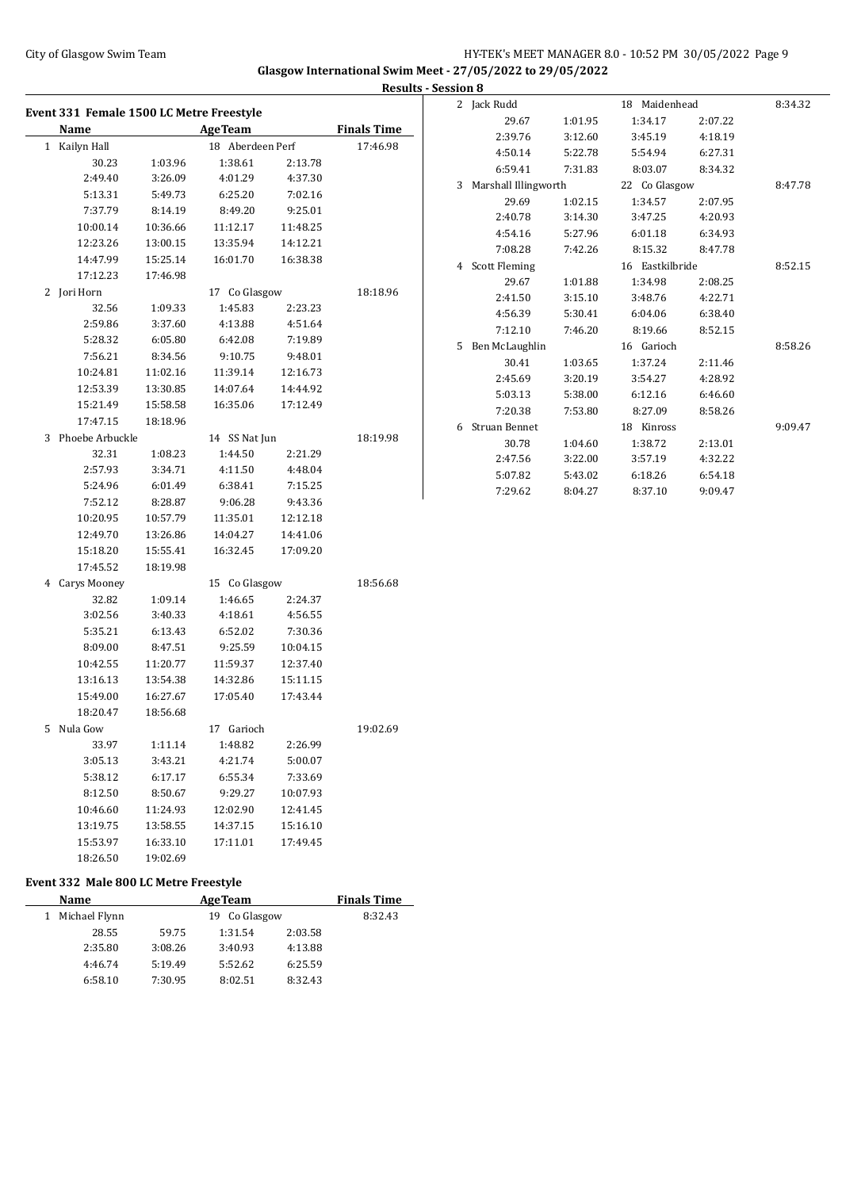**Glasgow International Swim Meet - 27/05/2022 to 29/05/2022**

**Results - Session 8**

### Event 331 Female 1500 LC Metre Freestyle

| Name | | AgeTeam | | Finals Time |
|---|---|---|---|---|
| 1 Kailyn Hall | | 18 Aberdeen Perf | | 17:46.98 |
| 30.23 | 1:03.96 | 1:38.61 | 2:13.78 | |
| 2:49.40 | 3:26.09 | 4:01.29 | 4:37.30 | |
| 5:13.31 | 5:49.73 | 6:25.20 | 7:02.16 | |
| 7:37.79 | 8:14.19 | 8:49.20 | 9:25.01 | |
| 10:00.14 | 10:36.66 | 11:12.17 | 11:48.25 | |
| 12:23.26 | 13:00.15 | 13:35.94 | 14:12.21 | |
| 14:47.99 | 15:25.14 | 16:01.70 | 16:38.38 | |
| 17:12.23 | 17:46.98 | | | |
| 2 Jori Horn | | 17 Co Glasgow | | 18:18.96 |
| 32.56 | 1:09.33 | 1:45.83 | 2:23.23 | |
| 2:59.86 | 3:37.60 | 4:13.88 | 4:51.64 | |
| 5:28.32 | 6:05.80 | 6:42.08 | 7:19.89 | |
| 7:56.21 | 8:34.56 | 9:10.75 | 9:48.01 | |
| 10:24.81 | 11:02.16 | 11:39.14 | 12:16.73 | |
| 12:53.39 | 13:30.85 | 14:07.64 | 14:44.92 | |
| 15:21.49 | 15:58.58 | 16:35.06 | 17:12.49 | |
| 17:47.15 | 18:18.96 | | | |
| 3 Phoebe Arbuckle | | 14 SS Nat Jun | | 18:19.98 |
| 32.31 | 1:08.23 | 1:44.50 | 2:21.29 | |
| 2:57.93 | 3:34.71 | 4:11.50 | 4:48.04 | |
| 5:24.96 | 6:01.49 | 6:38.41 | 7:15.25 | |
| 7:52.12 | 8:28.87 | 9:06.28 | 9:43.36 | |
| 10:20.95 | 10:57.79 | 11:35.01 | 12:12.18 | |
| 12:49.70 | 13:26.86 | 14:04.27 | 14:41.06 | |
| 15:18.20 | 15:55.41 | 16:32.45 | 17:09.20 | |
| 17:45.52 | 18:19.98 | | | |
| 4 Carys Mooney | | 15 Co Glasgow | | 18:56.68 |
| 32.82 | 1:09.14 | 1:46.65 | 2:24.37 | |
| 3:02.56 | 3:40.33 | 4:18.61 | 4:56.55 | |
| 5:35.21 | 6:13.43 | 6:52.02 | 7:30.36 | |
| 8:09.00 | 8:47.51 | 9:25.59 | 10:04.15 | |
| 10:42.55 | 11:20.77 | 11:59.37 | 12:37.40 | |
| 13:16.13 | 13:54.38 | 14:32.86 | 15:11.15 | |
| 15:49.00 | 16:27.67 | 17:05.40 | 17:43.44 | |
| 18:20.47 | 18:56.68 | | | |
| 5 Nula Gow | | 17 Garioch | | 19:02.69 |
| 33.97 | 1:11.14 | 1:48.82 | 2:26.99 | |
| 3:05.13 | 3:43.21 | 4:21.74 | 5:00.07 | |
| 5:38.12 | 6:17.17 | 6:55.34 | 7:33.69 | |
| 8:12.50 | 8:50.67 | 9:29.27 | 10:07.93 | |
| 10:46.60 | 11:24.93 | 12:02.90 | 12:41.45 | |
| 13:19.75 | 13:58.55 | 14:37.15 | 15:16.10 | |
| 15:53.97 | 16:33.10 | 17:11.01 | 17:49.45 | |
| 18:26.50 | 19:02.69 | | | |

### Event 332 Male 800 LC Metre Freestyle

| Name | | AgeTeam | | Finals Time |
|---|---|---|---|---|
| 1 Michael Flynn | | 19 Co Glasgow | | 8:32.43 |
| 28.55 | 59.75 | 1:31.54 | 2:03.58 | |
| 2:35.80 | 3:08.26 | 3:40.93 | 4:13.88 | |
| 4:46.74 | 5:19.49 | 5:52.62 | 6:25.59 | |
| 6:58.10 | 7:30.95 | 8:02.51 | 8:32.43 | |
| 2 Jack Rudd | | 18 Maidenhead | | 8:34.32 |
| 29.67 | 1:01.95 | 1:34.17 | 2:07.22 | |
| 2:39.76 | 3:12.60 | 3:45.19 | 4:18.19 | |
| 4:50.14 | 5:22.78 | 5:54.94 | 6:27.31 | |
| 6:59.41 | 7:31.83 | 8:03.07 | 8:34.32 | |
| 3 Marshall Illingworth | | 22 Co Glasgow | | 8:47.78 |
| 29.69 | 1:02.15 | 1:34.57 | 2:07.95 | |
| 2:40.78 | 3:14.30 | 3:47.25 | 4:20.93 | |
| 4:54.16 | 5:27.96 | 6:01.18 | 6:34.93 | |
| 7:08.28 | 7:42.26 | 8:15.32 | 8:47.78 | |
| 4 Scott Fleming | | 16 Eastkilbride | | 8:52.15 |
| 29.67 | 1:01.88 | 1:34.98 | 2:08.25 | |
| 2:41.50 | 3:15.10 | 3:48.76 | 4:22.71 | |
| 4:56.39 | 5:30.41 | 6:04.06 | 6:38.40 | |
| 7:12.10 | 7:46.20 | 8:19.66 | 8:52.15 | |
| 5 Ben McLaughlin | | 16 Garioch | | 8:58.26 |
| 30.41 | 1:03.65 | 1:37.24 | 2:11.46 | |
| 2:45.69 | 3:20.19 | 3:54.27 | 4:28.92 | |
| 5:03.13 | 5:38.00 | 6:12.16 | 6:46.60 | |
| 7:20.38 | 7:53.80 | 8:27.09 | 8:58.26 | |
| 6 Struan Bennet | | 18 Kinross | | 9:09.47 |
| 30.78 | 1:04.60 | 1:38.72 | 2:13.01 | |
| 2:47.56 | 3:22.00 | 3:57.19 | 4:32.22 | |
| 5:07.82 | 5:43.02 | 6:18.26 | 6:54.18 | |
| 7:29.62 | 8:04.27 | 8:37.10 | 9:09.47 | |